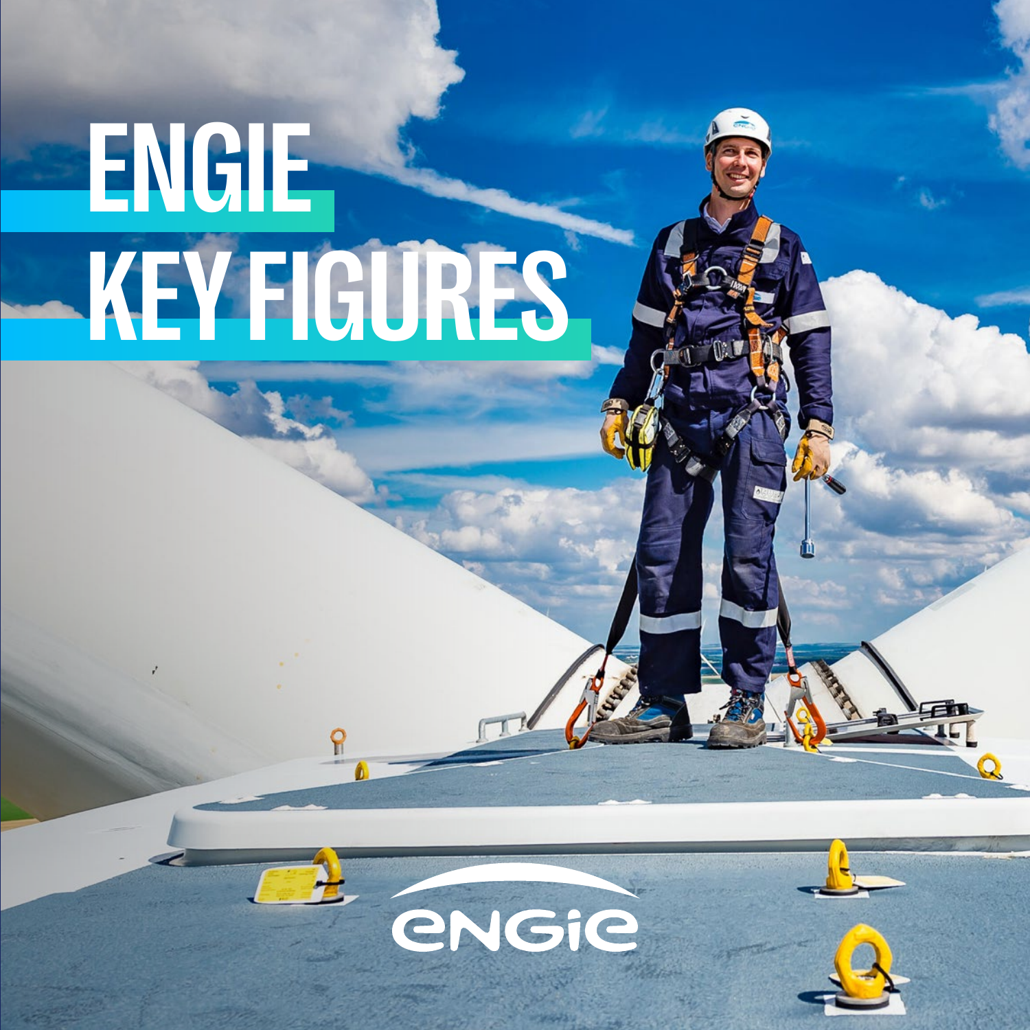# ENGIE KEY FIGURES

ENGIE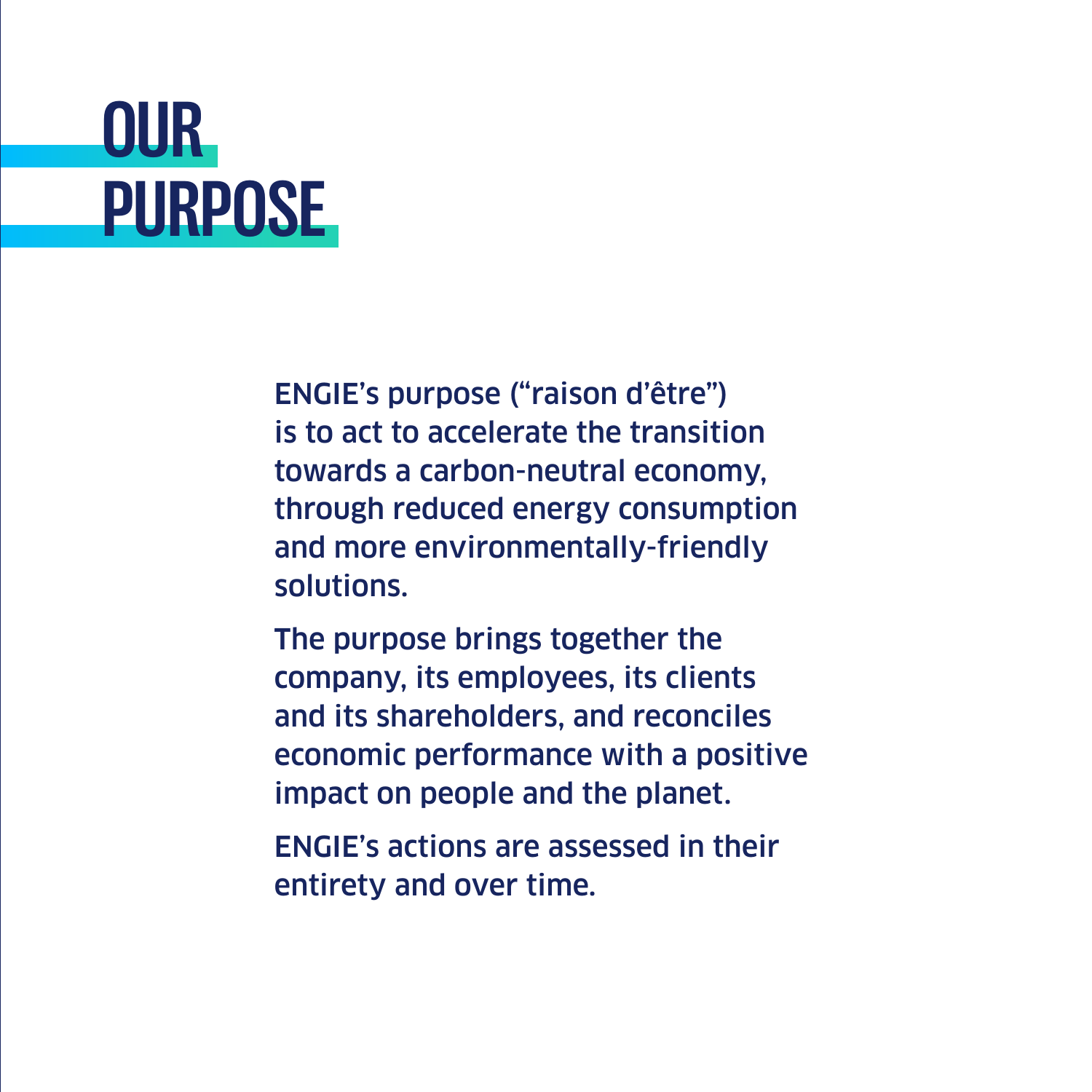# OUR PURPOSE

ENGIE's purpose ("raison d'être") is to act to accelerate the transition towards a carbon-neutral economy, through reduced energy consumption and more environmentally-friendly solutions.

The purpose brings together the company, its employees, its clients and its shareholders, and reconciles economic performance with a positive impact on people and the planet.

ENGIE's actions are assessed in their entirety and over time.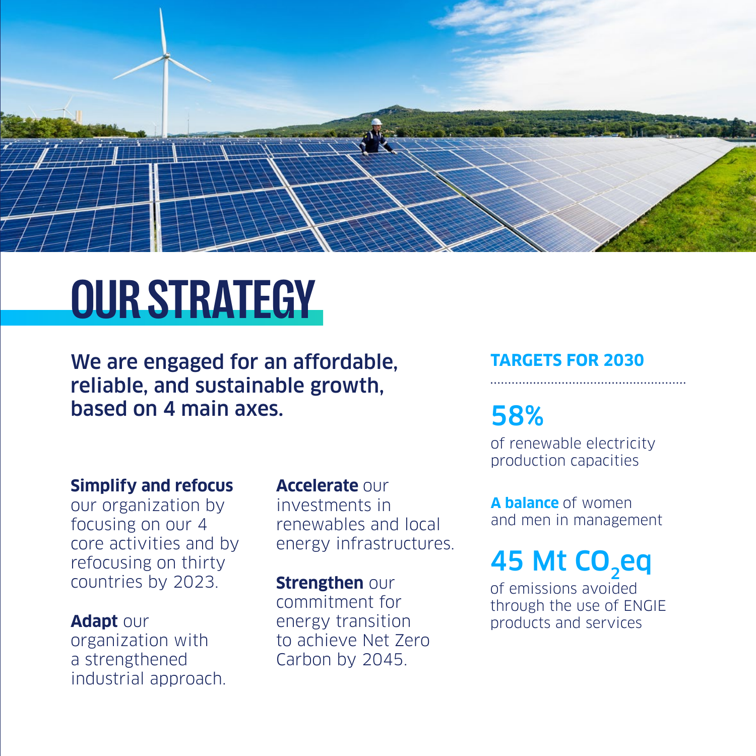# OUR STRATEGY

**We are engaged for an affordable, reliable, and sustainable growth, based on 4 main axes.**

**Simplify and refocus** our organization by focusing on our 4 core activities and by refocusing on thirty countries by 2023.

**Adapt** our organization with a strengthened industrial approach.

**Accelerate** our investments in renewables and local energy infrastructures.

**Strengthen** our commitment for energy transition to achieve Net Zero Carbon by 2045.

## TARGETS FOR 2030

**58%**
of renewable electricity production capacities

**A balance** of women and men in management

**45 Mt $CO_2$eq**
of emissions avoided through the use of ENGIE products and services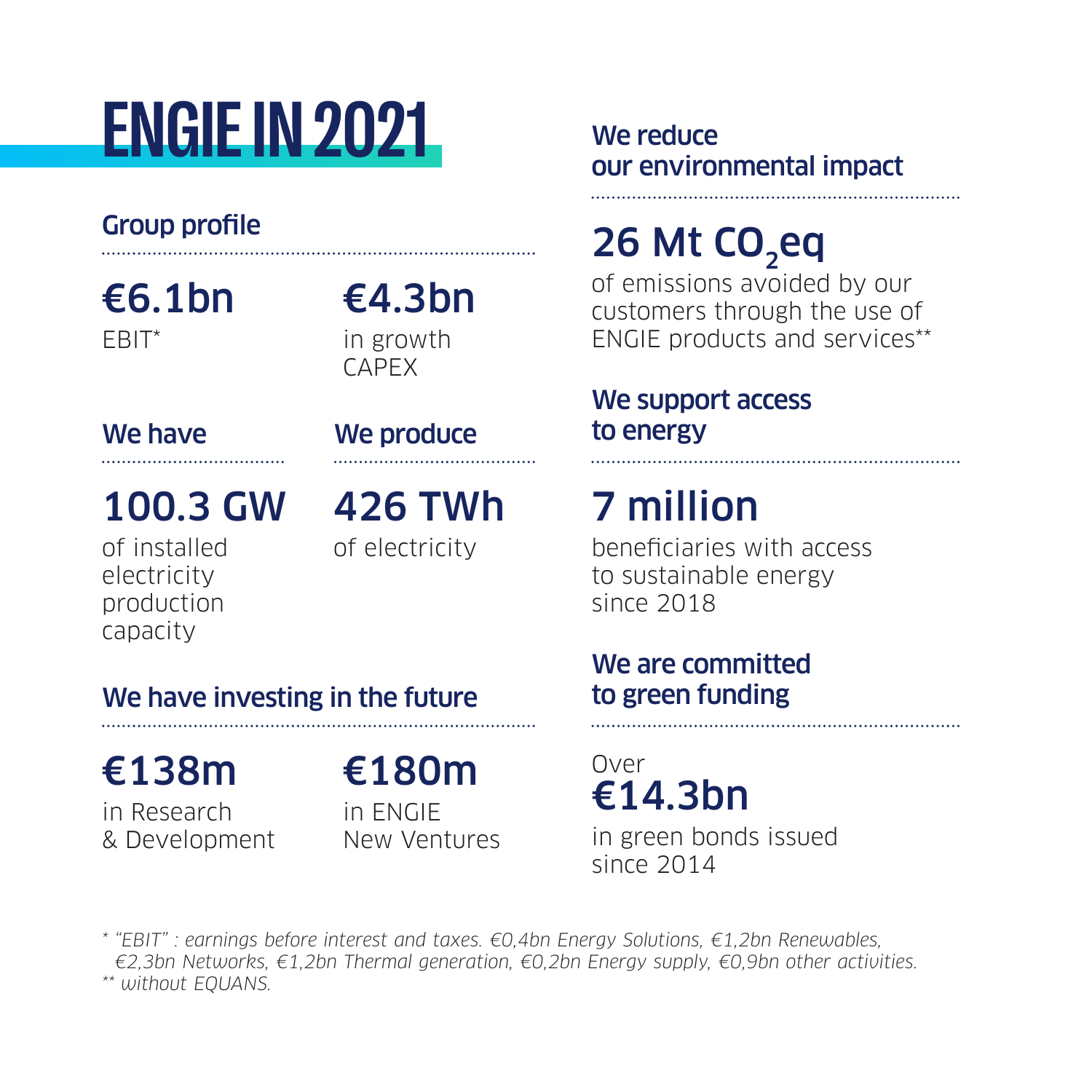# ENGIE IN 2021

## Group profile

**€6.1bn**
EBIT*

**€4.3bn**
in growth CAPEX

## We have

**100.3 GW**
of installed electricity production capacity

## We produce

**426 TWh**
of electricity

## We have investing in the future

**€138m**
in Research & Development

**€180m**
in ENGIE New Ventures

## We reduce our environmental impact

**26 Mt $CO_2$eq**
of emissions avoided by our customers through the use of ENGIE products and services**

## We support access to energy

**7 million**
beneficiaries with access to sustainable energy since 2018

## We are committed to green funding

Over
**€14.3bn**
in green bonds issued since 2014

*\* "EBIT" : earnings before interest and taxes. €0,4bn Energy Solutions, €1,2bn Renewables, €2,3bn Networks, €1,2bn Thermal generation, €0,2bn Energy supply, €0,9bn other activities.*
*\*\* without EQUANS.*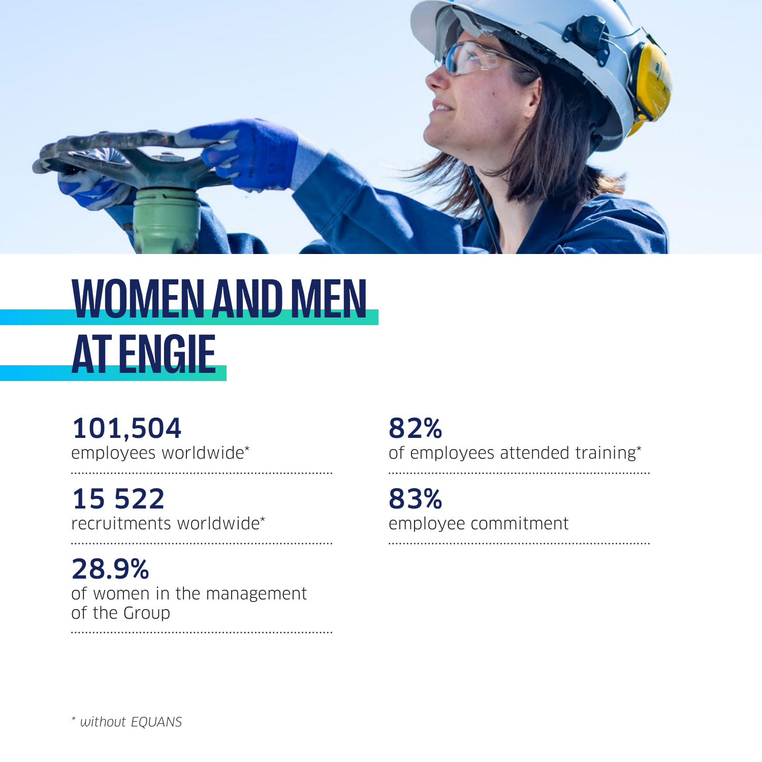# WOMEN AND MEN AT ENGIE

**101,504**
employees worldwide*

**15 522**
recruitments worldwide*

**28.9%**
of women in the management of the Group

**82%**
of employees attended training*

**83%**
employee commitment

*\* without EQUANS*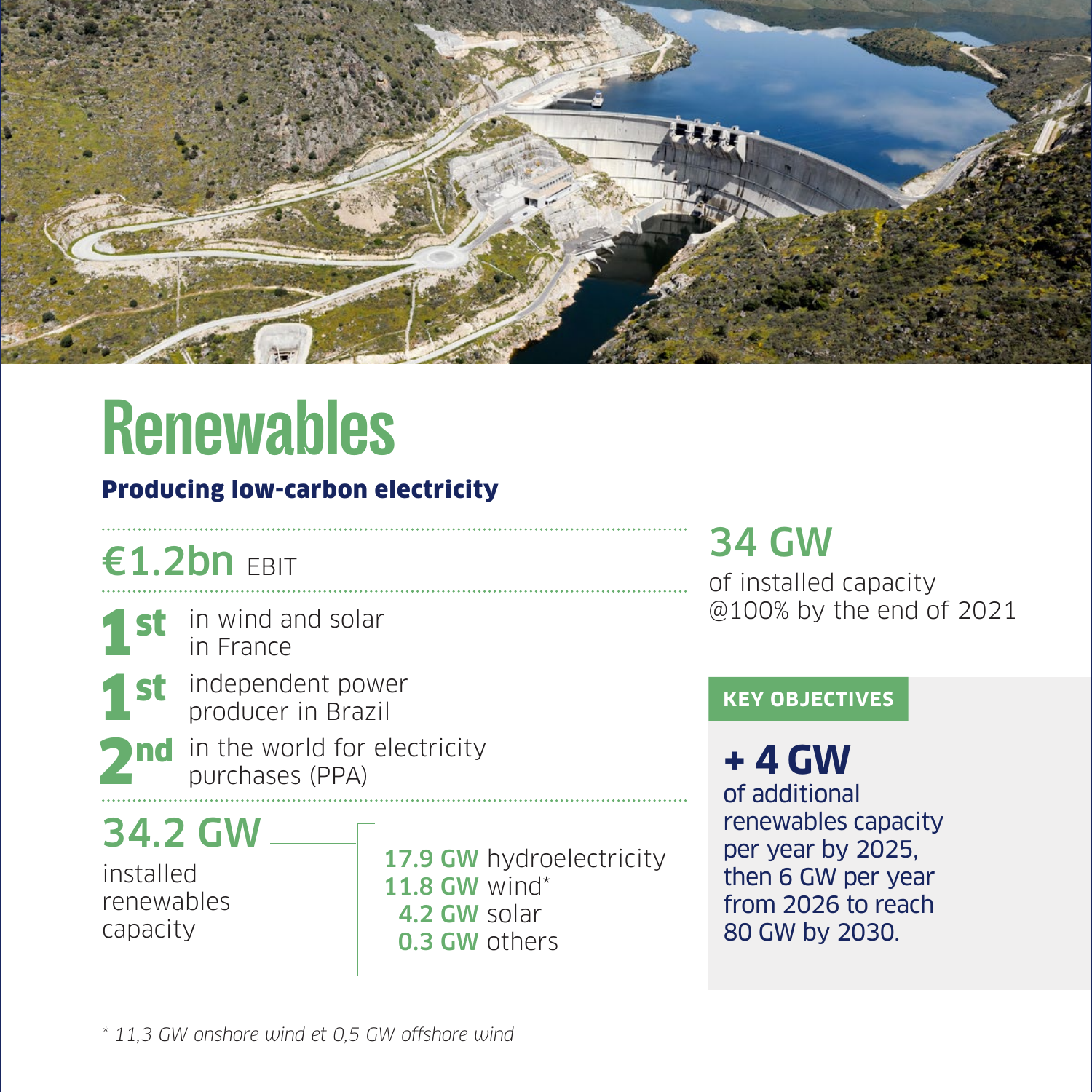# Renewables

**Producing low-carbon electricity**

**€1.2bn** EBIT

**1st** in wind and solar in France

**1st** independent power producer in Brazil

**2nd** in the world for electricity purchases (PPA)

**34.2 GW** installed renewables capacity

- **17.9 GW** hydroelectricity
- **11.8 GW** wind*
- **4.2 GW** solar
- **0.3 GW** others

**34 GW** of installed capacity @100% by the end of 2021

**KEY OBJECTIVES**

**+ 4 GW** of additional renewables capacity per year by 2025, then 6 GW per year from 2026 to reach 80 GW by 2030.

*\* 11,3 GW onshore wind et 0,5 GW offshore wind*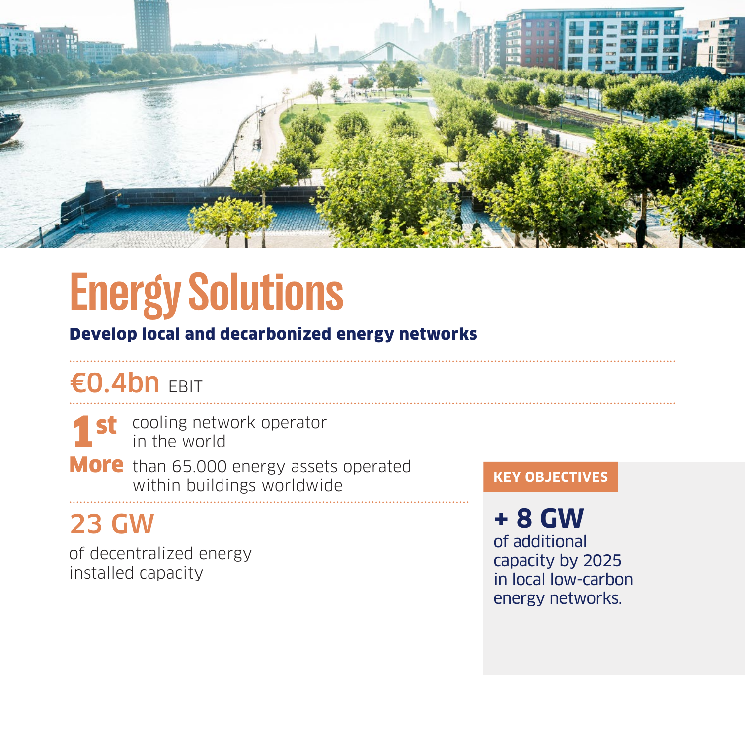# Energy Solutions

**Develop local and decarbonized energy networks**

**€0.4bn** EBIT

**1st** cooling network operator in the world

**More** than 65.000 energy assets operated within buildings worldwide

**23 GW**

of decentralized energy installed capacity

**KEY OBJECTIVES**

**+ 8 GW**
of additional capacity by 2025 in local low-carbon energy networks.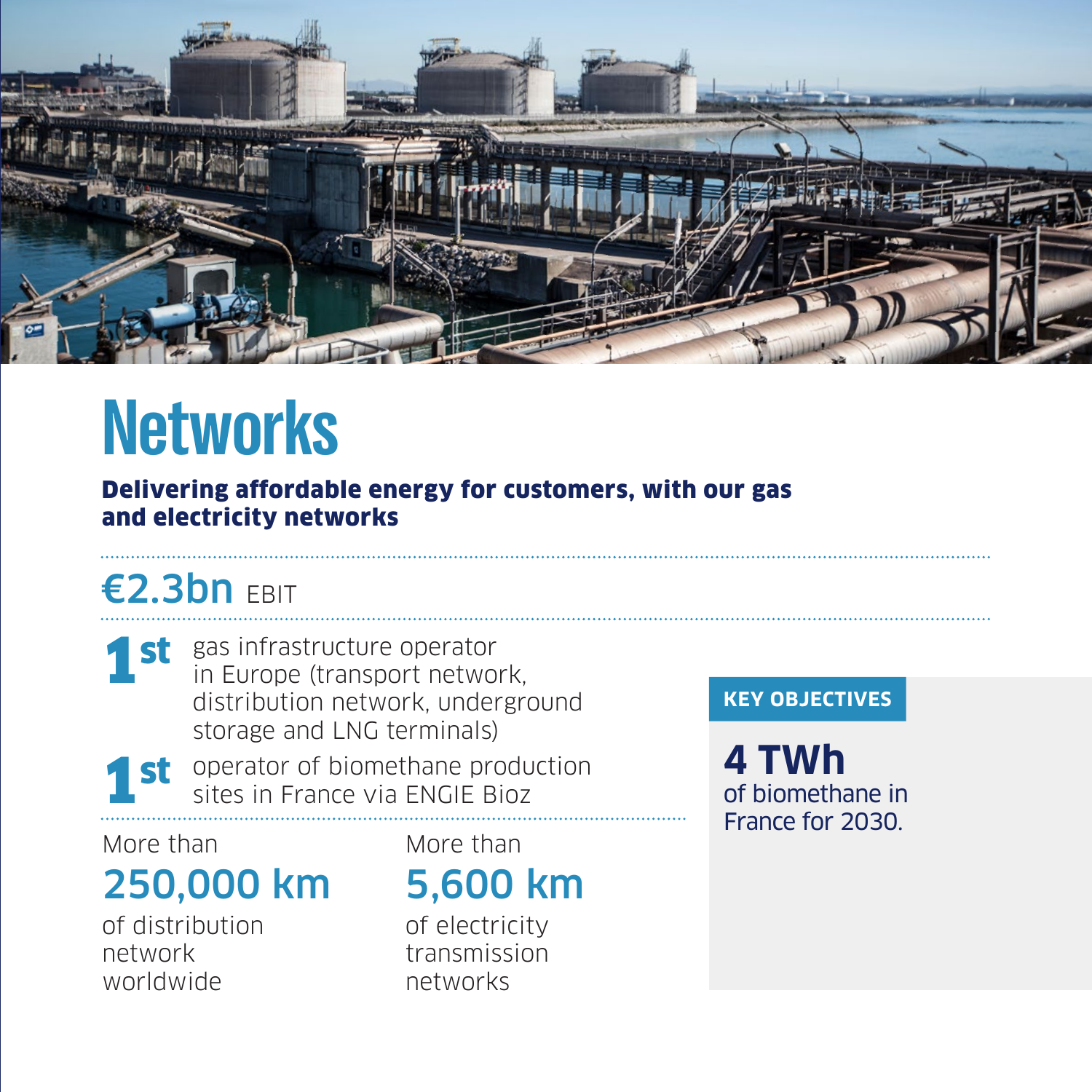# Networks

**Delivering affordable energy for customers, with our gas and electricity networks**

**€2.3bn** EBIT

**1st** gas infrastructure operator in Europe (transport network, distribution network, underground storage and LNG terminals)

**1st** operator of biomethane production sites in France via ENGIE Bioz

More than

**250,000 km**

of distribution network worldwide

More than

**5,600 km**

of electricity transmission networks

**KEY OBJECTIVES**

**4 TWh**

of biomethane in France for 2030.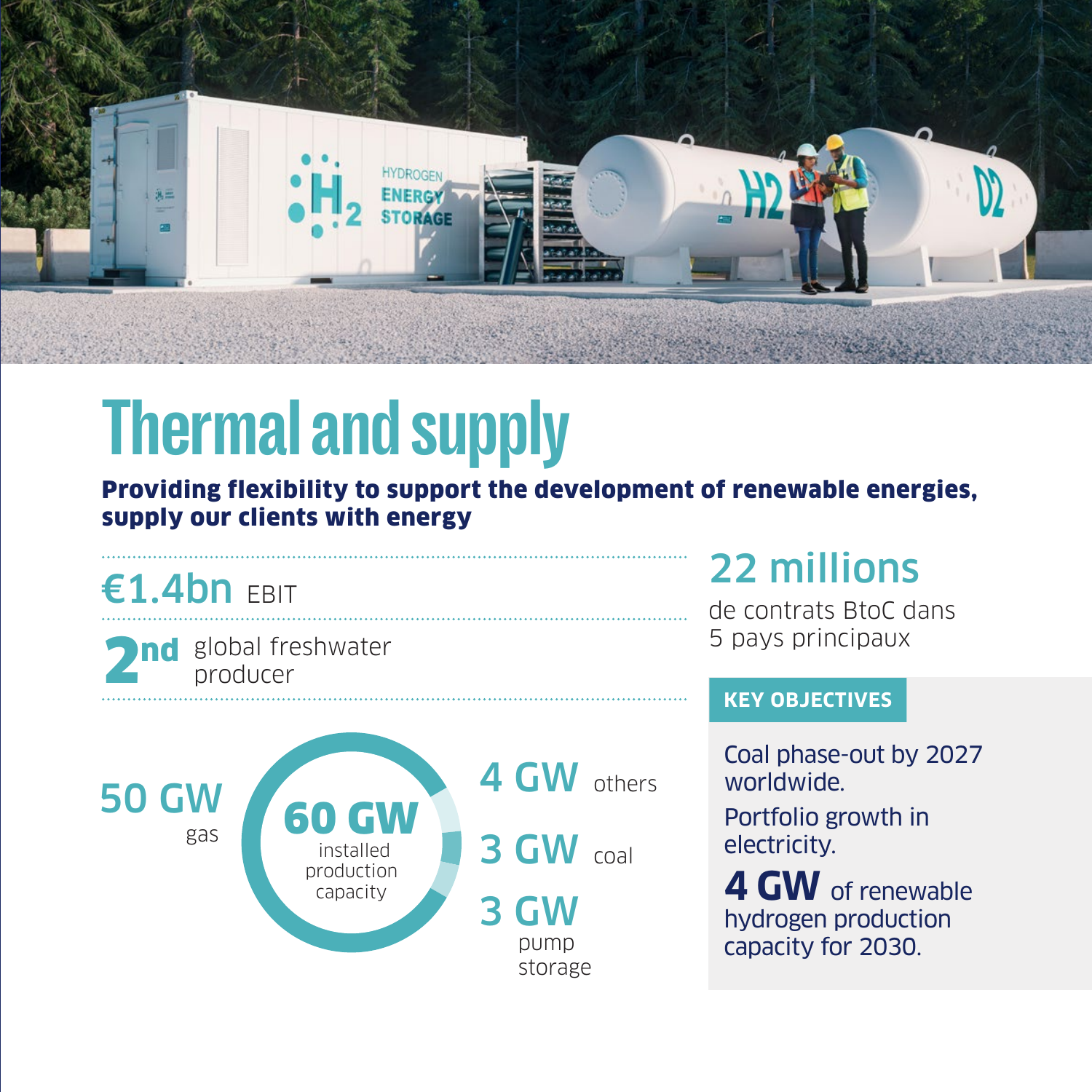# Thermal and supply

**Providing flexibility to support the development of renewable energies, supply our clients with energy**

**€1.4bn** EBIT

**2nd** global freshwater producer

**60 GW** installed production capacity

- **50 GW** gas
- **4 GW** others
- **3 GW** coal
- **3 GW** pump storage

**22 millions**

de contrats BtoC dans 5 pays principaux

## KEY OBJECTIVES

Coal phase-out by 2027 worldwide.

Portfolio growth in electricity.

**4 GW** of renewable hydrogen production capacity for 2030.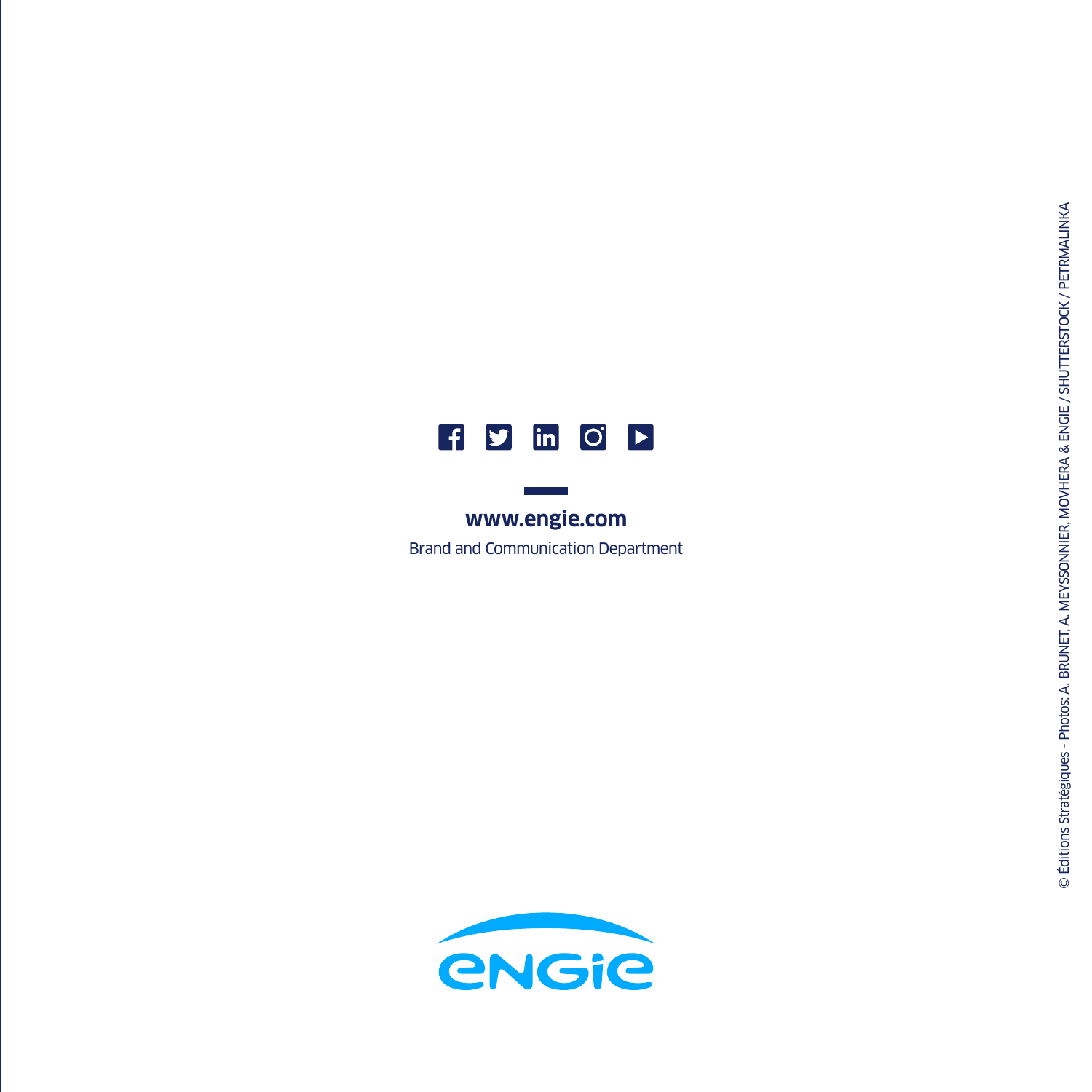**www.engie.com**

Brand and Communication Department

© Éditions Stratégiques - Photos: A. BRUNET, A. MEYSSONNIER, MOVHERA & ENGIE / SHUTTERSTOCK / PETRMALINKA